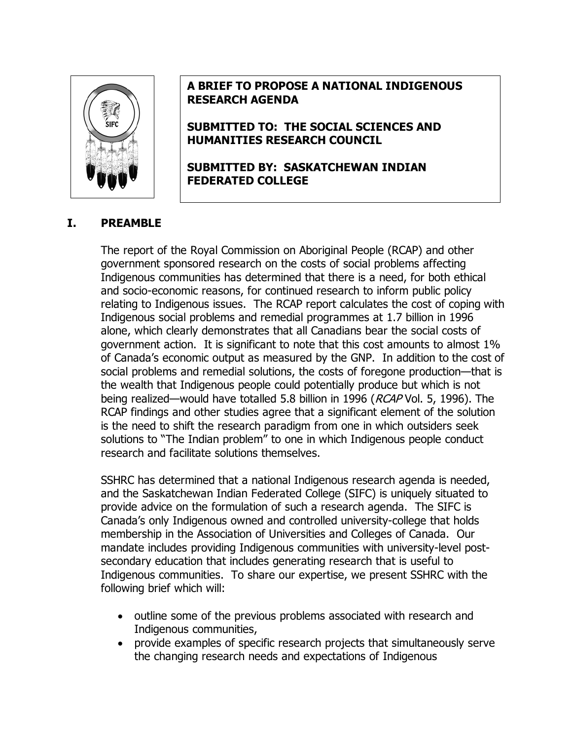**A BRIEF TO PROPOSE A NATIONAL INDIGENOUS RESEARCH AGENDA**

**SUBMITTED TO: THE SOCIAL SCIENCES AND HUMANITIES RESEARCH COUNCIL**

**SUBMITTED BY: SASKATCHEWAN INDIAN FEDERATED COLLEGE**

## I. PREAMBLE

The report of the Royal Commission on Aboriginal People (RCAP) and other government sponsored research on the costs of social problems affecting Indigenous communities has determined that there is a need, for both ethical and socio-economic reasons, for continued research to inform public policy relating to Indigenous issues. The RCAP report calculates the cost of coping with Indigenous social problems and remedial programmes at 1.7 billion in 1996 alone, which clearly demonstrates that all Canadians bear the social costs of government action. It is significant to note that this cost amounts to almost 1% of Canada's economic output as measured by the GNP. In addition to the cost of social problems and remedial solutions, the costs of foregone production—that is the wealth that Indigenous people could potentially produce but which is not being realized—would have totalled 5.8 billion in 1996 (*RCAP* Vol. 5, 1996). The RCAP findings and other studies agree that a significant element of the solution is the need to shift the research paradigm from one in which outsiders seek solutions to "The Indian problem" to one in which Indigenous people conduct research and facilitate solutions themselves.

SSHRC has determined that a national Indigenous research agenda is needed, and the Saskatchewan Indian Federated College (SIFC) is uniquely situated to provide advice on the formulation of such a research agenda. The SIFC is Canada's only Indigenous owned and controlled university-college that holds membership in the Association of Universities and Colleges of Canada. Our mandate includes providing Indigenous communities with university-level post-secondary education that includes generating research that is useful to Indigenous communities. To share our expertise, we present SSHRC with the following brief which will:

- outline some of the previous problems associated with research and Indigenous communities,
- provide examples of specific research projects that simultaneously serve the changing research needs and expectations of Indigenous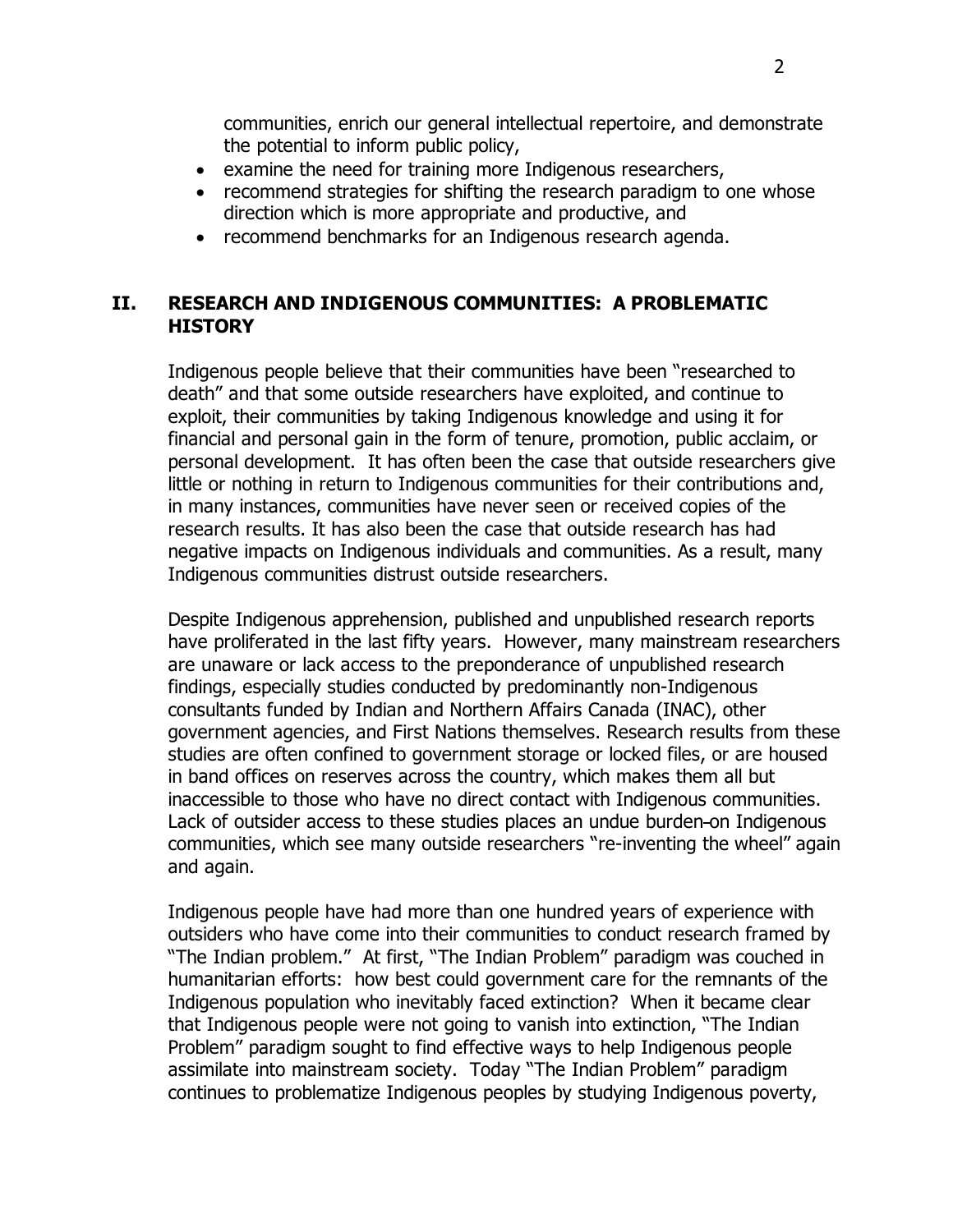communities, enrich our general intellectual repertoire, and demonstrate the potential to inform public policy,

- examine the need for training more Indigenous researchers,
- recommend strategies for shifting the research paradigm to one whose direction which is more appropriate and productive, and
- recommend benchmarks for an Indigenous research agenda.

## II. RESEARCH AND INDIGENOUS COMMUNITIES: A PROBLEMATIC HISTORY

Indigenous people believe that their communities have been "researched to death" and that some outside researchers have exploited, and continue to exploit, their communities by taking Indigenous knowledge and using it for financial and personal gain in the form of tenure, promotion, public acclaim, or personal development. It has often been the case that outside researchers give little or nothing in return to Indigenous communities for their contributions and, in many instances, communities have never seen or received copies of the research results. It has also been the case that outside research has had negative impacts on Indigenous individuals and communities. As a result, many Indigenous communities distrust outside researchers.

Despite Indigenous apprehension, published and unpublished research reports have proliferated in the last fifty years. However, many mainstream researchers are unaware or lack access to the preponderance of unpublished research findings, especially studies conducted by predominantly non-Indigenous consultants funded by Indian and Northern Affairs Canada (INAC), other government agencies, and First Nations themselves. Research results from these studies are often confined to government storage or locked files, or are housed in band offices on reserves across the country, which makes them all but inaccessible to those who have no direct contact with Indigenous communities. Lack of outsider access to these studies places an undue burden on Indigenous communities, which see many outside researchers "re-inventing the wheel" again and again.

Indigenous people have had more than one hundred years of experience with outsiders who have come into their communities to conduct research framed by "The Indian problem." At first, "The Indian Problem" paradigm was couched in humanitarian efforts: how best could government care for the remnants of the Indigenous population who inevitably faced extinction? When it became clear that Indigenous people were not going to vanish into extinction, "The Indian Problem" paradigm sought to find effective ways to help Indigenous people assimilate into mainstream society. Today "The Indian Problem" paradigm continues to problematize Indigenous peoples by studying Indigenous poverty,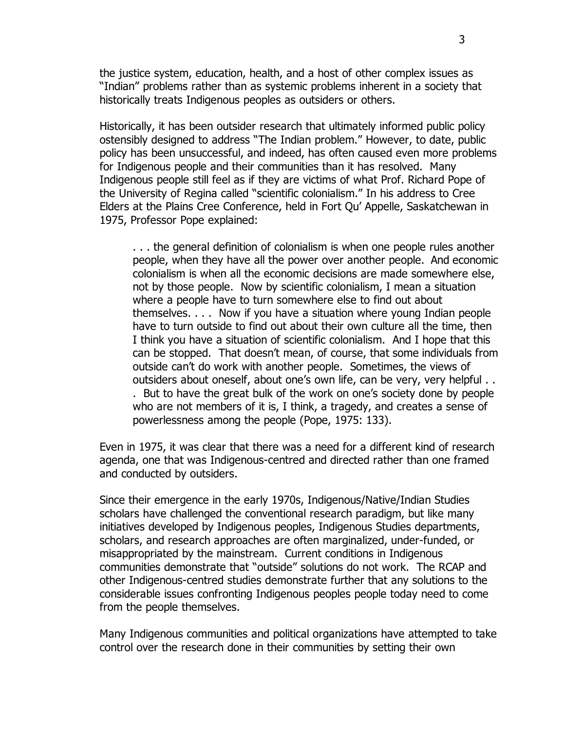the justice system, education, health, and a host of other complex issues as "Indian" problems rather than as systemic problems inherent in a society that historically treats Indigenous peoples as outsiders or others.

Historically, it has been outsider research that ultimately informed public policy ostensibly designed to address "The Indian problem." However, to date, public policy has been unsuccessful, and indeed, has often caused even more problems for Indigenous people and their communities than it has resolved. Many Indigenous people still feel as if they are victims of what Prof. Richard Pope of the University of Regina called "scientific colonialism." In his address to Cree Elders at the Plains Cree Conference, held in Fort Qu' Appelle, Saskatchewan in 1975, Professor Pope explained:

> . . . the general definition of colonialism is when one people rules another people, when they have all the power over another people. And economic colonialism is when all the economic decisions are made somewhere else, not by those people. Now by scientific colonialism, I mean a situation where a people have to turn somewhere else to find out about themselves. . . . Now if you have a situation where young Indian people have to turn outside to find out about their own culture all the time, then I think you have a situation of scientific colonialism. And I hope that this can be stopped. That doesn't mean, of course, that some individuals from outside can't do work with another people. Sometimes, the views of outsiders about oneself, about one's own life, can be very, very helpful . . . But to have the great bulk of the work on one's society done by people who are not members of it is, I think, a tragedy, and creates a sense of powerlessness among the people (Pope, 1975: 133).

Even in 1975, it was clear that there was a need for a different kind of research agenda, one that was Indigenous-centred and directed rather than one framed and conducted by outsiders.

Since their emergence in the early 1970s, Indigenous/Native/Indian Studies scholars have challenged the conventional research paradigm, but like many initiatives developed by Indigenous peoples, Indigenous Studies departments, scholars, and research approaches are often marginalized, under-funded, or misappropriated by the mainstream. Current conditions in Indigenous communities demonstrate that "outside" solutions do not work. The RCAP and other Indigenous-centred studies demonstrate further that any solutions to the considerable issues confronting Indigenous peoples people today need to come from the people themselves.

Many Indigenous communities and political organizations have attempted to take control over the research done in their communities by setting their own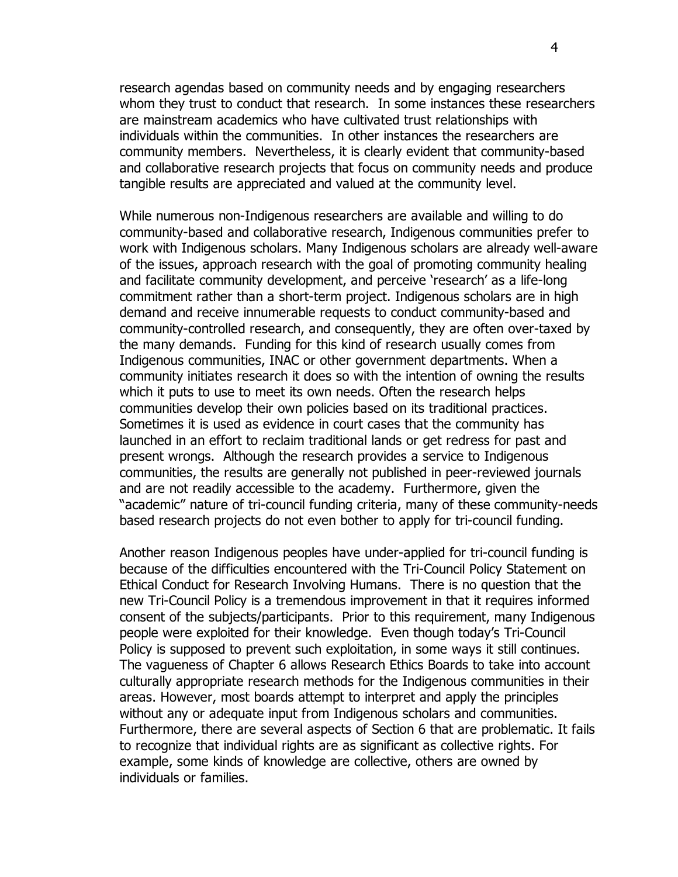research agendas based on community needs and by engaging researchers whom they trust to conduct that research. In some instances these researchers are mainstream academics who have cultivated trust relationships with individuals within the communities. In other instances the researchers are community members. Nevertheless, it is clearly evident that community-based and collaborative research projects that focus on community needs and produce tangible results are appreciated and valued at the community level.

While numerous non-Indigenous researchers are available and willing to do community-based and collaborative research, Indigenous communities prefer to work with Indigenous scholars. Many Indigenous scholars are already well-aware of the issues, approach research with the goal of promoting community healing and facilitate community development, and perceive 'research' as a life-long commitment rather than a short-term project. Indigenous scholars are in high demand and receive innumerable requests to conduct community-based and community-controlled research, and consequently, they are often over-taxed by the many demands. Funding for this kind of research usually comes from Indigenous communities, INAC or other government departments. When a community initiates research it does so with the intention of owning the results which it puts to use to meet its own needs. Often the research helps communities develop their own policies based on its traditional practices. Sometimes it is used as evidence in court cases that the community has launched in an effort to reclaim traditional lands or get redress for past and present wrongs. Although the research provides a service to Indigenous communities, the results are generally not published in peer-reviewed journals and are not readily accessible to the academy. Furthermore, given the "academic" nature of tri-council funding criteria, many of these community-needs based research projects do not even bother to apply for tri-council funding.

Another reason Indigenous peoples have under-applied for tri-council funding is because of the difficulties encountered with the Tri-Council Policy Statement on Ethical Conduct for Research Involving Humans. There is no question that the new Tri-Council Policy is a tremendous improvement in that it requires informed consent of the subjects/participants. Prior to this requirement, many Indigenous people were exploited for their knowledge. Even though today's Tri-Council Policy is supposed to prevent such exploitation, in some ways it still continues. The vagueness of Chapter 6 allows Research Ethics Boards to take into account culturally appropriate research methods for the Indigenous communities in their areas. However, most boards attempt to interpret and apply the principles without any or adequate input from Indigenous scholars and communities. Furthermore, there are several aspects of Section 6 that are problematic. It fails to recognize that individual rights are as significant as collective rights. For example, some kinds of knowledge are collective, others are owned by individuals or families.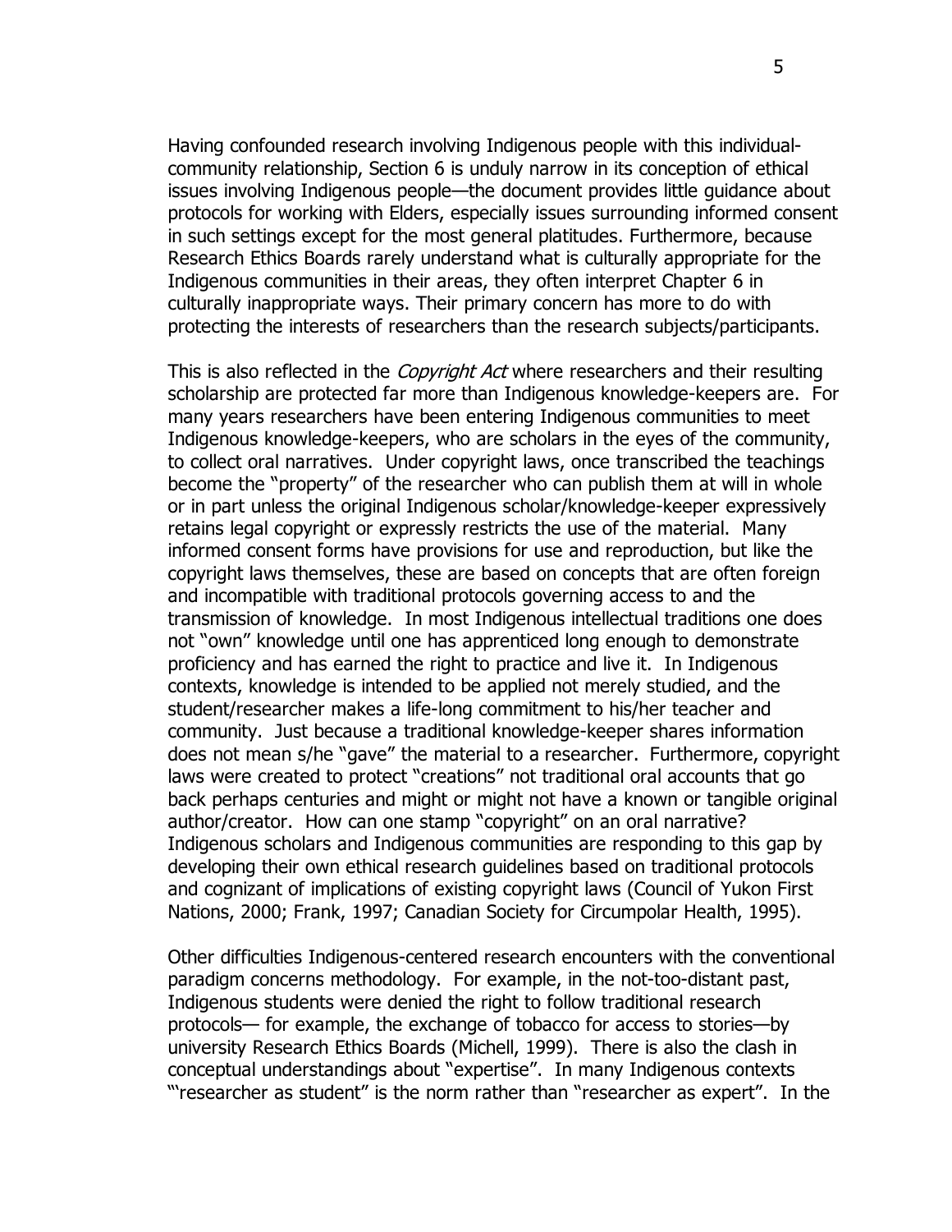Having confounded research involving Indigenous people with this individual-community relationship, Section 6 is unduly narrow in its conception of ethical issues involving Indigenous people—the document provides little guidance about protocols for working with Elders, especially issues surrounding informed consent in such settings except for the most general platitudes. Furthermore, because Research Ethics Boards rarely understand what is culturally appropriate for the Indigenous communities in their areas, they often interpret Chapter 6 in culturally inappropriate ways. Their primary concern has more to do with protecting the interests of researchers than the research subjects/participants.

This is also reflected in the *Copyright Act* where researchers and their resulting scholarship are protected far more than Indigenous knowledge-keepers are. For many years researchers have been entering Indigenous communities to meet Indigenous knowledge-keepers, who are scholars in the eyes of the community, to collect oral narratives. Under copyright laws, once transcribed the teachings become the "property" of the researcher who can publish them at will in whole or in part unless the original Indigenous scholar/knowledge-keeper expressively retains legal copyright or expressly restricts the use of the material. Many informed consent forms have provisions for use and reproduction, but like the copyright laws themselves, these are based on concepts that are often foreign and incompatible with traditional protocols governing access to and the transmission of knowledge. In most Indigenous intellectual traditions one does not "own" knowledge until one has apprenticed long enough to demonstrate proficiency and has earned the right to practice and live it. In Indigenous contexts, knowledge is intended to be applied not merely studied, and the student/researcher makes a life-long commitment to his/her teacher and community. Just because a traditional knowledge-keeper shares information does not mean s/he "gave" the material to a researcher. Furthermore, copyright laws were created to protect "creations" not traditional oral accounts that go back perhaps centuries and might or might not have a known or tangible original author/creator. How can one stamp "copyright" on an oral narrative? Indigenous scholars and Indigenous communities are responding to this gap by developing their own ethical research guidelines based on traditional protocols and cognizant of implications of existing copyright laws (Council of Yukon First Nations, 2000; Frank, 1997; Canadian Society for Circumpolar Health, 1995).

Other difficulties Indigenous-centered research encounters with the conventional paradigm concerns methodology. For example, in the not-too-distant past, Indigenous students were denied the right to follow traditional research protocols— for example, the exchange of tobacco for access to stories—by university Research Ethics Boards (Michell, 1999). There is also the clash in conceptual understandings about "expertise". In many Indigenous contexts "'researcher as student" is the norm rather than "researcher as expert". In the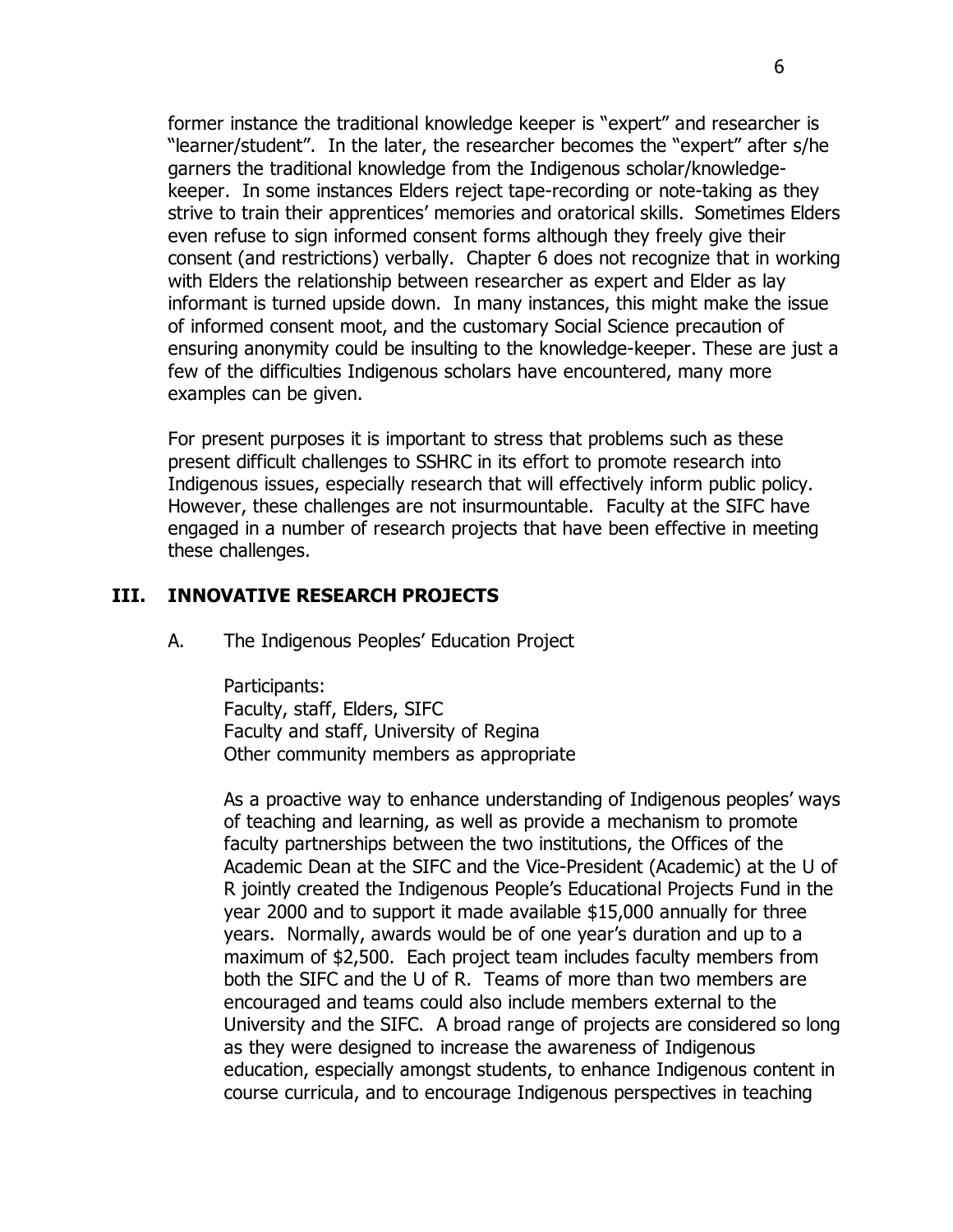former instance the traditional knowledge keeper is "expert" and researcher is "learner/student". In the later, the researcher becomes the "expert" after s/he garners the traditional knowledge from the Indigenous scholar/knowledge-keeper. In some instances Elders reject tape-recording or note-taking as they strive to train their apprentices' memories and oratorical skills. Sometimes Elders even refuse to sign informed consent forms although they freely give their consent (and restrictions) verbally. Chapter 6 does not recognize that in working with Elders the relationship between researcher as expert and Elder as lay informant is turned upside down. In many instances, this might make the issue of informed consent moot, and the customary Social Science precaution of ensuring anonymity could be insulting to the knowledge-keeper. These are just a few of the difficulties Indigenous scholars have encountered, many more examples can be given.

For present purposes it is important to stress that problems such as these present difficult challenges to SSHRC in its effort to promote research into Indigenous issues, especially research that will effectively inform public policy. However, these challenges are not insurmountable. Faculty at the SIFC have engaged in a number of research projects that have been effective in meeting these challenges.

## III. INNOVATIVE RESEARCH PROJECTS

### A. The Indigenous Peoples' Education Project

Participants:
Faculty, staff, Elders, SIFC
Faculty and staff, University of Regina
Other community members as appropriate

As a proactive way to enhance understanding of Indigenous peoples' ways of teaching and learning, as well as provide a mechanism to promote faculty partnerships between the two institutions, the Offices of the Academic Dean at the SIFC and the Vice-President (Academic) at the U of R jointly created the Indigenous People's Educational Projects Fund in the year 2000 and to support it made available $15,000 annually for three years. Normally, awards would be of one year's duration and up to a maximum of $2,500. Each project team includes faculty members from both the SIFC and the U of R. Teams of more than two members are encouraged and teams could also include members external to the University and the SIFC. A broad range of projects are considered so long as they were designed to increase the awareness of Indigenous education, especially amongst students, to enhance Indigenous content in course curricula, and to encourage Indigenous perspectives in teaching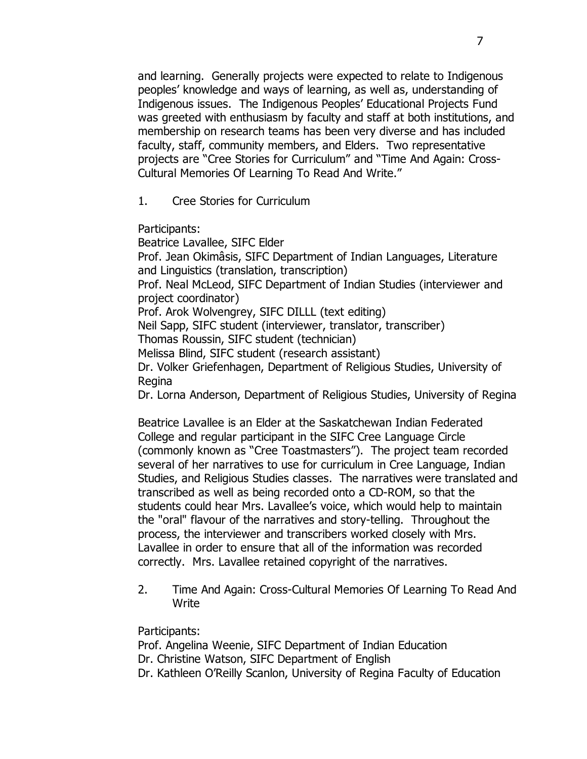and learning. Generally projects were expected to relate to Indigenous peoples' knowledge and ways of learning, as well as, understanding of Indigenous issues. The Indigenous Peoples' Educational Projects Fund was greeted with enthusiasm by faculty and staff at both institutions, and membership on research teams has been very diverse and has included faculty, staff, community members, and Elders. Two representative projects are "Cree Stories for Curriculum" and "Time And Again: Cross-Cultural Memories Of Learning To Read And Write."

1. Cree Stories for Curriculum

Participants:
Beatrice Lavallee, SIFC Elder
Prof. Jean Okimâsis, SIFC Department of Indian Languages, Literature and Linguistics (translation, transcription)
Prof. Neal McLeod, SIFC Department of Indian Studies (interviewer and project coordinator)
Prof. Arok Wolvengrey, SIFC DILLL (text editing)
Neil Sapp, SIFC student (interviewer, translator, transcriber)
Thomas Roussin, SIFC student (technician)
Melissa Blind, SIFC student (research assistant)
Dr. Volker Griefenhagen, Department of Religious Studies, University of Regina
Dr. Lorna Anderson, Department of Religious Studies, University of Regina

Beatrice Lavallee is an Elder at the Saskatchewan Indian Federated College and regular participant in the SIFC Cree Language Circle (commonly known as "Cree Toastmasters"). The project team recorded several of her narratives to use for curriculum in Cree Language, Indian Studies, and Religious Studies classes. The narratives were translated and transcribed as well as being recorded onto a CD-ROM, so that the students could hear Mrs. Lavallee's voice, which would help to maintain the "oral" flavour of the narratives and story-telling. Throughout the process, the interviewer and transcribers worked closely with Mrs. Lavallee in order to ensure that all of the information was recorded correctly. Mrs. Lavallee retained copyright of the narratives.

2. Time And Again: Cross-Cultural Memories Of Learning To Read And Write

Participants:
Prof. Angelina Weenie, SIFC Department of Indian Education
Dr. Christine Watson, SIFC Department of English
Dr. Kathleen O'Reilly Scanlon, University of Regina Faculty of Education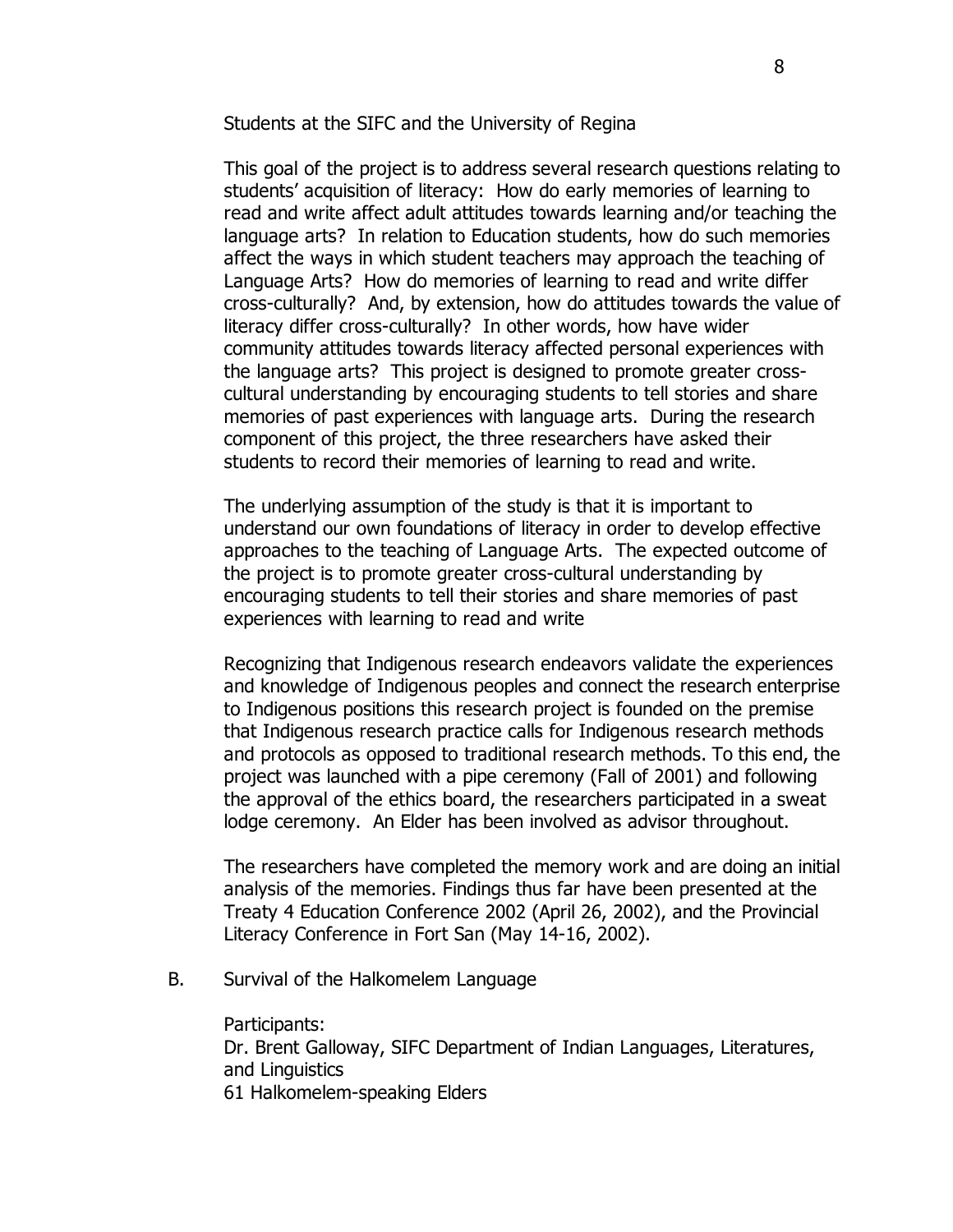Students at the SIFC and the University of Regina

This goal of the project is to address several research questions relating to students' acquisition of literacy: How do early memories of learning to read and write affect adult attitudes towards learning and/or teaching the language arts? In relation to Education students, how do such memories affect the ways in which student teachers may approach the teaching of Language Arts? How do memories of learning to read and write differ cross-culturally? And, by extension, how do attitudes towards the value of literacy differ cross-culturally? In other words, how have wider community attitudes towards literacy affected personal experiences with the language arts? This project is designed to promote greater cross-cultural understanding by encouraging students to tell stories and share memories of past experiences with language arts. During the research component of this project, the three researchers have asked their students to record their memories of learning to read and write.

The underlying assumption of the study is that it is important to understand our own foundations of literacy in order to develop effective approaches to the teaching of Language Arts. The expected outcome of the project is to promote greater cross-cultural understanding by encouraging students to tell their stories and share memories of past experiences with learning to read and write

Recognizing that Indigenous research endeavors validate the experiences and knowledge of Indigenous peoples and connect the research enterprise to Indigenous positions this research project is founded on the premise that Indigenous research practice calls for Indigenous research methods and protocols as opposed to traditional research methods. To this end, the project was launched with a pipe ceremony (Fall of 2001) and following the approval of the ethics board, the researchers participated in a sweat lodge ceremony. An Elder has been involved as advisor throughout.

The researchers have completed the memory work and are doing an initial analysis of the memories. Findings thus far have been presented at the Treaty 4 Education Conference 2002 (April 26, 2002), and the Provincial Literacy Conference in Fort San (May 14-16, 2002).

B. Survival of the Halkomelem Language

Participants:
Dr. Brent Galloway, SIFC Department of Indian Languages, Literatures, and Linguistics
61 Halkomelem-speaking Elders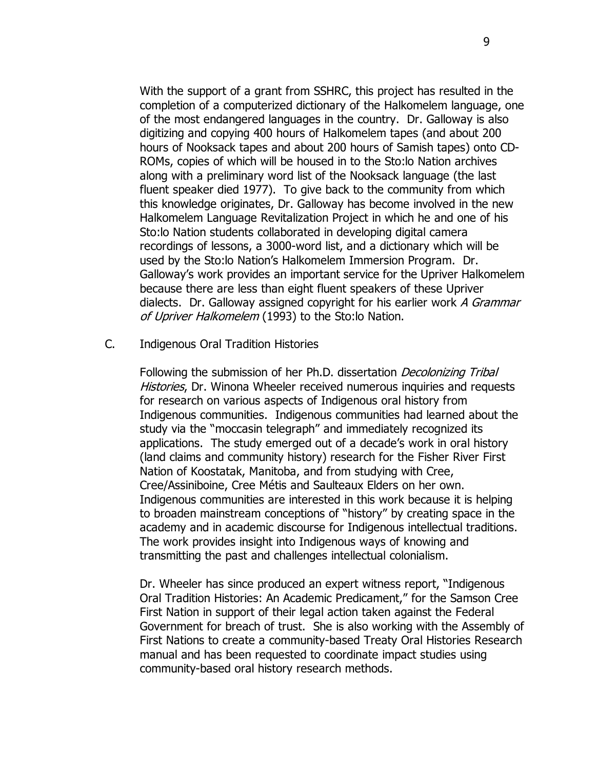With the support of a grant from SSHRC, this project has resulted in the completion of a computerized dictionary of the Halkomelem language, one of the most endangered languages in the country. Dr. Galloway is also digitizing and copying 400 hours of Halkomelem tapes (and about 200 hours of Nooksack tapes and about 200 hours of Samish tapes) onto CD-ROMs, copies of which will be housed in to the Sto:lo Nation archives along with a preliminary word list of the Nooksack language (the last fluent speaker died 1977). To give back to the community from which this knowledge originates, Dr. Galloway has become involved in the new Halkomelem Language Revitalization Project in which he and one of his Sto:lo Nation students collaborated in developing digital camera recordings of lessons, a 3000-word list, and a dictionary which will be used by the Sto:lo Nation's Halkomelem Immersion Program. Dr. Galloway's work provides an important service for the Upriver Halkomelem because there are less than eight fluent speakers of these Upriver dialects. Dr. Galloway assigned copyright for his earlier work *A Grammar of Upriver Halkomelem* (1993) to the Sto:lo Nation.

C. Indigenous Oral Tradition Histories

Following the submission of her Ph.D. dissertation *Decolonizing Tribal Histories*, Dr. Winona Wheeler received numerous inquiries and requests for research on various aspects of Indigenous oral history from Indigenous communities. Indigenous communities had learned about the study via the "moccasin telegraph" and immediately recognized its applications. The study emerged out of a decade's work in oral history (land claims and community history) research for the Fisher River First Nation of Koostatak, Manitoba, and from studying with Cree, Cree/Assiniboine, Cree Métis and Saulteaux Elders on her own. Indigenous communities are interested in this work because it is helping to broaden mainstream conceptions of "history" by creating space in the academy and in academic discourse for Indigenous intellectual traditions. The work provides insight into Indigenous ways of knowing and transmitting the past and challenges intellectual colonialism.

Dr. Wheeler has since produced an expert witness report, "Indigenous Oral Tradition Histories: An Academic Predicament," for the Samson Cree First Nation in support of their legal action taken against the Federal Government for breach of trust. She is also working with the Assembly of First Nations to create a community-based Treaty Oral Histories Research manual and has been requested to coordinate impact studies using community-based oral history research methods.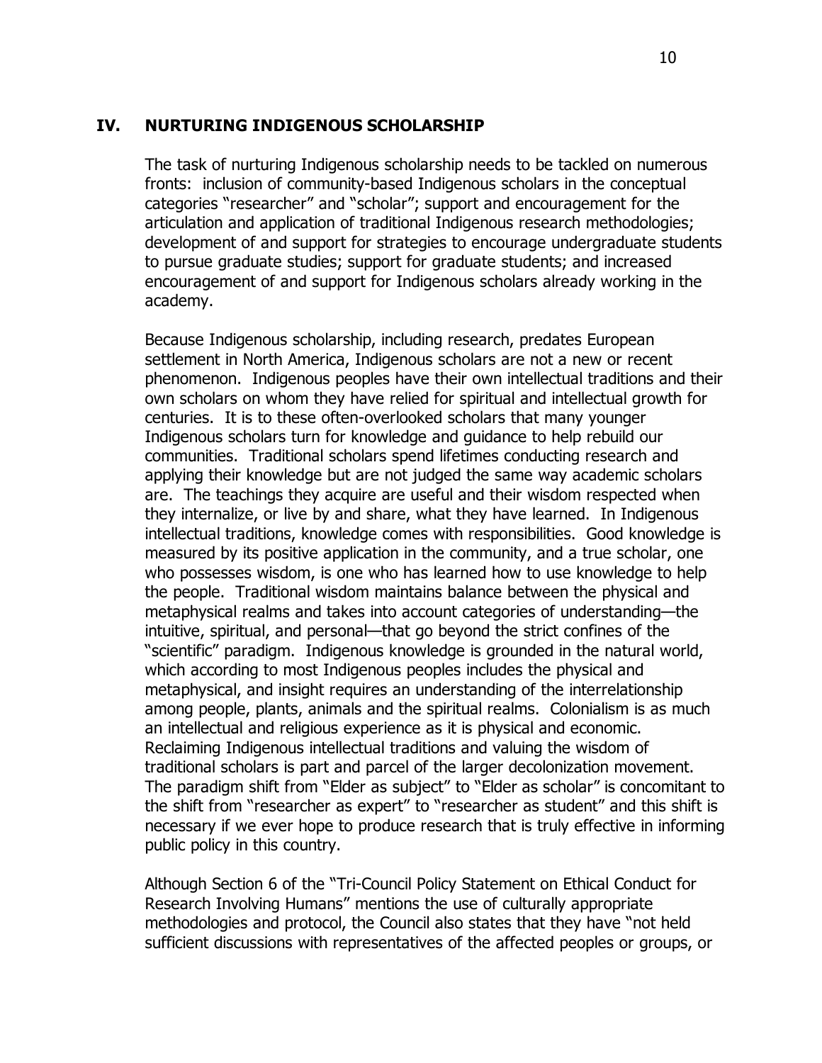## IV. NURTURING INDIGENOUS SCHOLARSHIP

The task of nurturing Indigenous scholarship needs to be tackled on numerous fronts: inclusion of community-based Indigenous scholars in the conceptual categories "researcher" and "scholar"; support and encouragement for the articulation and application of traditional Indigenous research methodologies; development of and support for strategies to encourage undergraduate students to pursue graduate studies; support for graduate students; and increased encouragement of and support for Indigenous scholars already working in the academy.

Because Indigenous scholarship, including research, predates European settlement in North America, Indigenous scholars are not a new or recent phenomenon. Indigenous peoples have their own intellectual traditions and their own scholars on whom they have relied for spiritual and intellectual growth for centuries. It is to these often-overlooked scholars that many younger Indigenous scholars turn for knowledge and guidance to help rebuild our communities. Traditional scholars spend lifetimes conducting research and applying their knowledge but are not judged the same way academic scholars are. The teachings they acquire are useful and their wisdom respected when they internalize, or live by and share, what they have learned. In Indigenous intellectual traditions, knowledge comes with responsibilities. Good knowledge is measured by its positive application in the community, and a true scholar, one who possesses wisdom, is one who has learned how to use knowledge to help the people. Traditional wisdom maintains balance between the physical and metaphysical realms and takes into account categories of understanding—the intuitive, spiritual, and personal—that go beyond the strict confines of the "scientific" paradigm. Indigenous knowledge is grounded in the natural world, which according to most Indigenous peoples includes the physical and metaphysical, and insight requires an understanding of the interrelationship among people, plants, animals and the spiritual realms. Colonialism is as much an intellectual and religious experience as it is physical and economic. Reclaiming Indigenous intellectual traditions and valuing the wisdom of traditional scholars is part and parcel of the larger decolonization movement. The paradigm shift from "Elder as subject" to "Elder as scholar" is concomitant to the shift from "researcher as expert" to "researcher as student" and this shift is necessary if we ever hope to produce research that is truly effective in informing public policy in this country.

Although Section 6 of the "Tri-Council Policy Statement on Ethical Conduct for Research Involving Humans" mentions the use of culturally appropriate methodologies and protocol, the Council also states that they have "not held sufficient discussions with representatives of the affected peoples or groups, or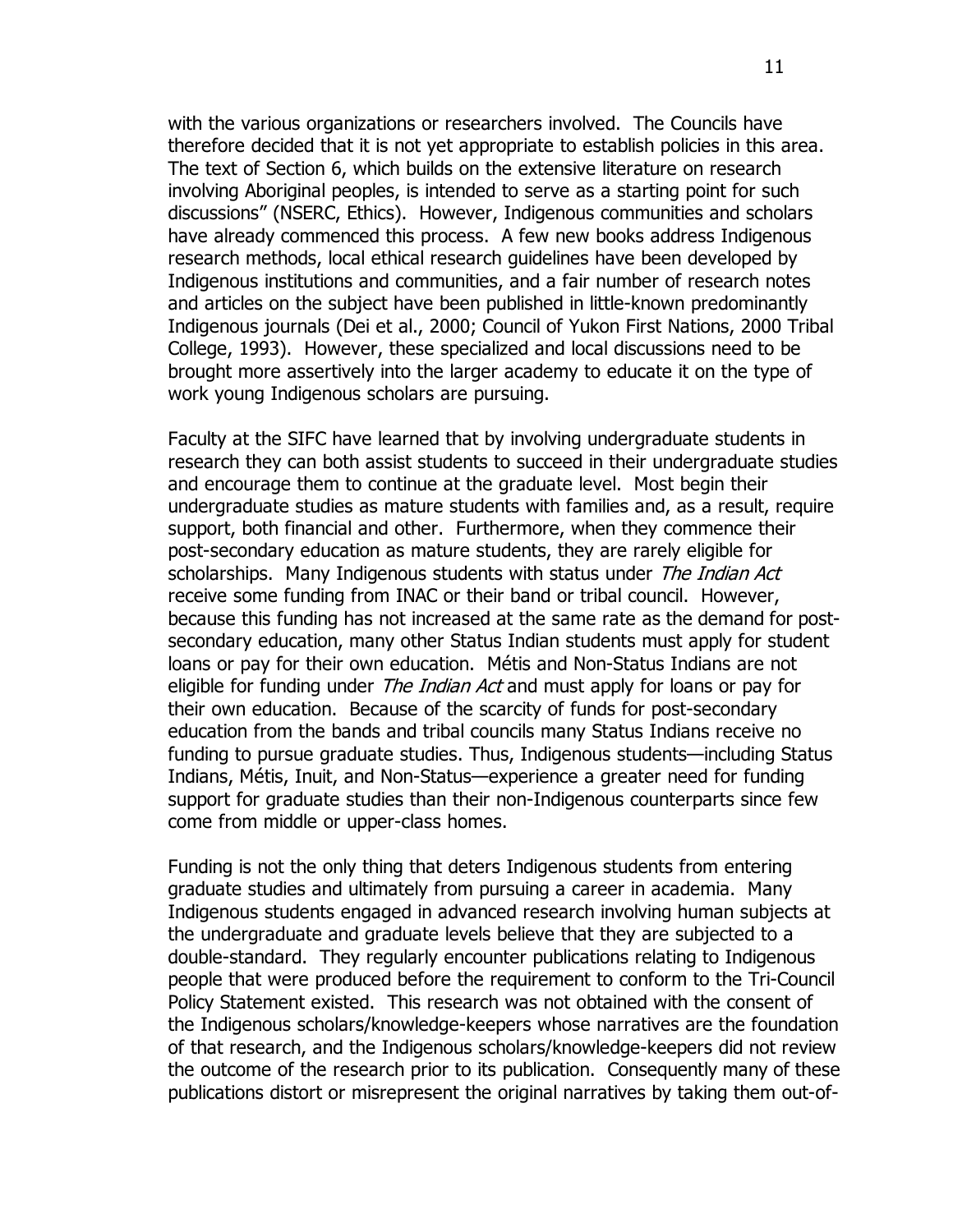with the various organizations or researchers involved. The Councils have therefore decided that it is not yet appropriate to establish policies in this area. The text of Section 6, which builds on the extensive literature on research involving Aboriginal peoples, is intended to serve as a starting point for such discussions" (NSERC, Ethics). However, Indigenous communities and scholars have already commenced this process. A few new books address Indigenous research methods, local ethical research guidelines have been developed by Indigenous institutions and communities, and a fair number of research notes and articles on the subject have been published in little-known predominantly Indigenous journals (Dei et al., 2000; Council of Yukon First Nations, 2000 Tribal College, 1993). However, these specialized and local discussions need to be brought more assertively into the larger academy to educate it on the type of work young Indigenous scholars are pursuing.

Faculty at the SIFC have learned that by involving undergraduate students in research they can both assist students to succeed in their undergraduate studies and encourage them to continue at the graduate level. Most begin their undergraduate studies as mature students with families and, as a result, require support, both financial and other. Furthermore, when they commence their post-secondary education as mature students, they are rarely eligible for scholarships. Many Indigenous students with status under *The Indian Act* receive some funding from INAC or their band or tribal council. However, because this funding has not increased at the same rate as the demand for post-secondary education, many other Status Indian students must apply for student loans or pay for their own education. Métis and Non-Status Indians are not eligible for funding under *The Indian Act* and must apply for loans or pay for their own education. Because of the scarcity of funds for post-secondary education from the bands and tribal councils many Status Indians receive no funding to pursue graduate studies. Thus, Indigenous students—including Status Indians, Métis, Inuit, and Non-Status—experience a greater need for funding support for graduate studies than their non-Indigenous counterparts since few come from middle or upper-class homes.

Funding is not the only thing that deters Indigenous students from entering graduate studies and ultimately from pursuing a career in academia. Many Indigenous students engaged in advanced research involving human subjects at the undergraduate and graduate levels believe that they are subjected to a double-standard. They regularly encounter publications relating to Indigenous people that were produced before the requirement to conform to the Tri-Council Policy Statement existed. This research was not obtained with the consent of the Indigenous scholars/knowledge-keepers whose narratives are the foundation of that research, and the Indigenous scholars/knowledge-keepers did not review the outcome of the research prior to its publication. Consequently many of these publications distort or misrepresent the original narratives by taking them out-of-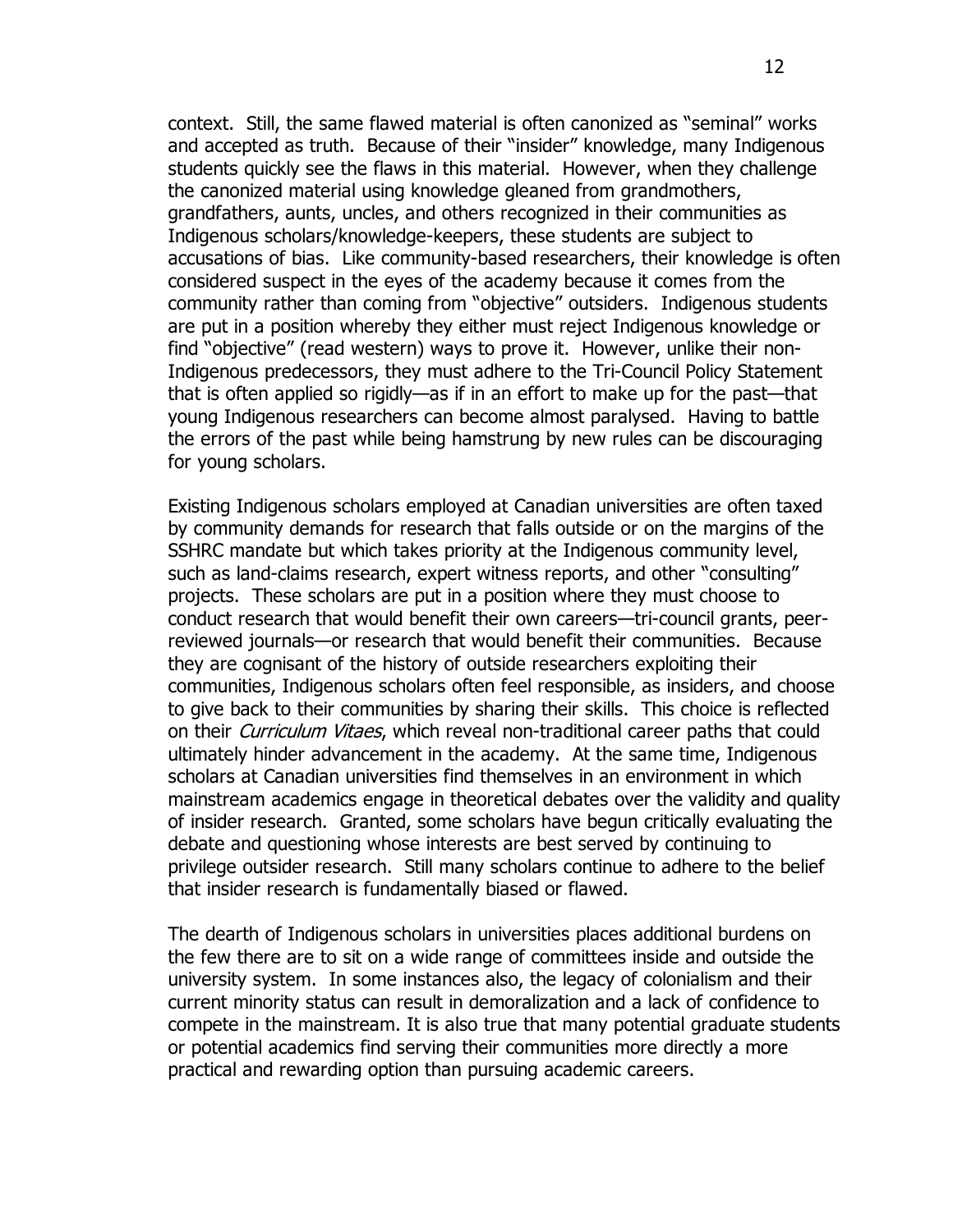context. Still, the same flawed material is often canonized as "seminal" works and accepted as truth. Because of their "insider" knowledge, many Indigenous students quickly see the flaws in this material. However, when they challenge the canonized material using knowledge gleaned from grandmothers, grandfathers, aunts, uncles, and others recognized in their communities as Indigenous scholars/knowledge-keepers, these students are subject to accusations of bias. Like community-based researchers, their knowledge is often considered suspect in the eyes of the academy because it comes from the community rather than coming from "objective" outsiders. Indigenous students are put in a position whereby they either must reject Indigenous knowledge or find "objective" (read western) ways to prove it. However, unlike their non-Indigenous predecessors, they must adhere to the Tri-Council Policy Statement that is often applied so rigidly—as if in an effort to make up for the past—that young Indigenous researchers can become almost paralysed. Having to battle the errors of the past while being hamstrung by new rules can be discouraging for young scholars.

Existing Indigenous scholars employed at Canadian universities are often taxed by community demands for research that falls outside or on the margins of the SSHRC mandate but which takes priority at the Indigenous community level, such as land-claims research, expert witness reports, and other "consulting" projects. These scholars are put in a position where they must choose to conduct research that would benefit their own careers—tri-council grants, peer-reviewed journals—or research that would benefit their communities. Because they are cognisant of the history of outside researchers exploiting their communities, Indigenous scholars often feel responsible, as insiders, and choose to give back to their communities by sharing their skills. This choice is reflected on their *Curriculum Vitaes*, which reveal non-traditional career paths that could ultimately hinder advancement in the academy. At the same time, Indigenous scholars at Canadian universities find themselves in an environment in which mainstream academics engage in theoretical debates over the validity and quality of insider research. Granted, some scholars have begun critically evaluating the debate and questioning whose interests are best served by continuing to privilege outsider research. Still many scholars continue to adhere to the belief that insider research is fundamentally biased or flawed.

The dearth of Indigenous scholars in universities places additional burdens on the few there are to sit on a wide range of committees inside and outside the university system. In some instances also, the legacy of colonialism and their current minority status can result in demoralization and a lack of confidence to compete in the mainstream. It is also true that many potential graduate students or potential academics find serving their communities more directly a more practical and rewarding option than pursuing academic careers.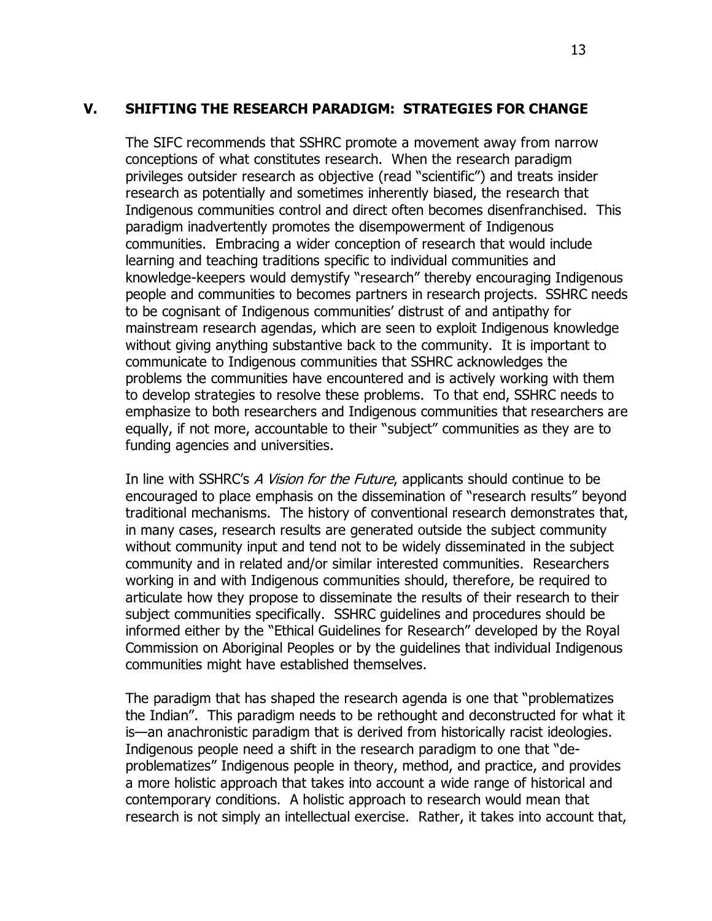## V. SHIFTING THE RESEARCH PARADIGM: STRATEGIES FOR CHANGE

The SIFC recommends that SSHRC promote a movement away from narrow conceptions of what constitutes research. When the research paradigm privileges outsider research as objective (read "scientific") and treats insider research as potentially and sometimes inherently biased, the research that Indigenous communities control and direct often becomes disenfranchised. This paradigm inadvertently promotes the disempowerment of Indigenous communities. Embracing a wider conception of research that would include learning and teaching traditions specific to individual communities and knowledge-keepers would demystify "research" thereby encouraging Indigenous people and communities to becomes partners in research projects. SSHRC needs to be cognisant of Indigenous communities' distrust of and antipathy for mainstream research agendas, which are seen to exploit Indigenous knowledge without giving anything substantive back to the community. It is important to communicate to Indigenous communities that SSHRC acknowledges the problems the communities have encountered and is actively working with them to develop strategies to resolve these problems. To that end, SSHRC needs to emphasize to both researchers and Indigenous communities that researchers are equally, if not more, accountable to their "subject" communities as they are to funding agencies and universities.

In line with SSHRC's *A Vision for the Future*, applicants should continue to be encouraged to place emphasis on the dissemination of "research results" beyond traditional mechanisms. The history of conventional research demonstrates that, in many cases, research results are generated outside the subject community without community input and tend not to be widely disseminated in the subject community and in related and/or similar interested communities. Researchers working in and with Indigenous communities should, therefore, be required to articulate how they propose to disseminate the results of their research to their subject communities specifically. SSHRC guidelines and procedures should be informed either by the "Ethical Guidelines for Research" developed by the Royal Commission on Aboriginal Peoples or by the guidelines that individual Indigenous communities might have established themselves.

The paradigm that has shaped the research agenda is one that "problematizes the Indian". This paradigm needs to be rethought and deconstructed for what it is—an anachronistic paradigm that is derived from historically racist ideologies. Indigenous people need a shift in the research paradigm to one that "de-problematizes" Indigenous people in theory, method, and practice, and provides a more holistic approach that takes into account a wide range of historical and contemporary conditions. A holistic approach to research would mean that research is not simply an intellectual exercise. Rather, it takes into account that,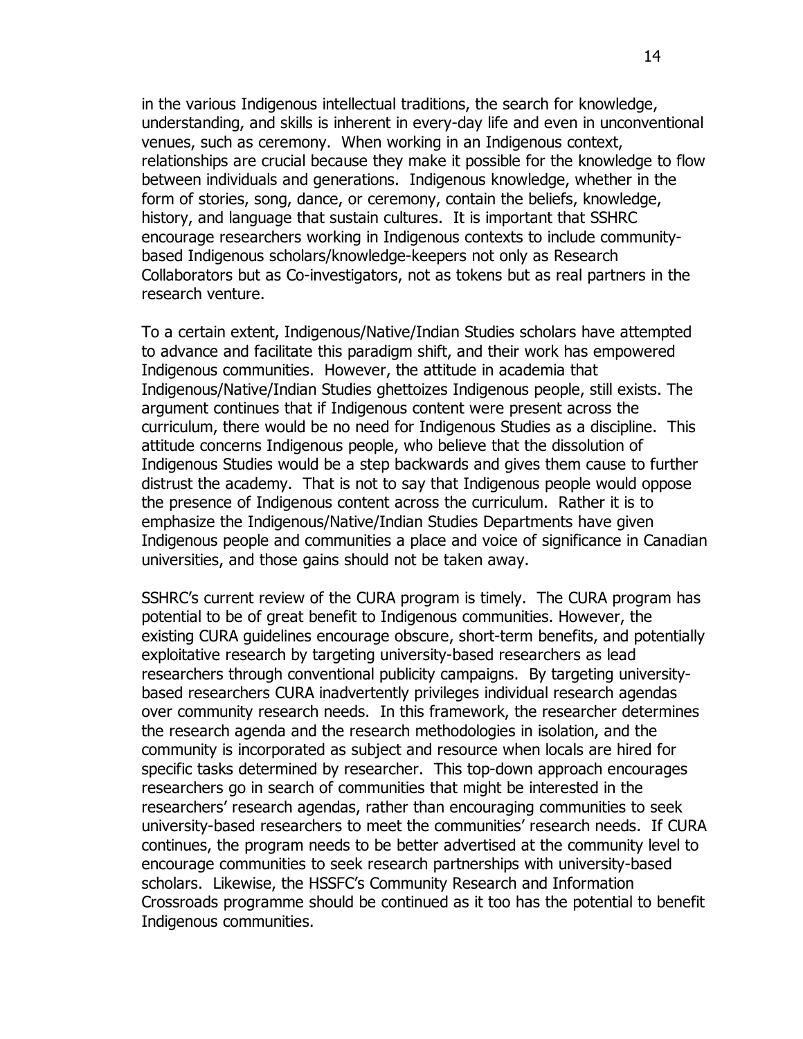in the various Indigenous intellectual traditions, the search for knowledge, understanding, and skills is inherent in every-day life and even in unconventional venues, such as ceremony. When working in an Indigenous context, relationships are crucial because they make it possible for the knowledge to flow between individuals and generations. Indigenous knowledge, whether in the form of stories, song, dance, or ceremony, contain the beliefs, knowledge, history, and language that sustain cultures. It is important that SSHRC encourage researchers working in Indigenous contexts to include community-based Indigenous scholars/knowledge-keepers not only as Research Collaborators but as Co-investigators, not as tokens but as real partners in the research venture.

To a certain extent, Indigenous/Native/Indian Studies scholars have attempted to advance and facilitate this paradigm shift, and their work has empowered Indigenous communities. However, the attitude in academia that Indigenous/Native/Indian Studies ghettoizes Indigenous people, still exists. The argument continues that if Indigenous content were present across the curriculum, there would be no need for Indigenous Studies as a discipline. This attitude concerns Indigenous people, who believe that the dissolution of Indigenous Studies would be a step backwards and gives them cause to further distrust the academy. That is not to say that Indigenous people would oppose the presence of Indigenous content across the curriculum. Rather it is to emphasize the Indigenous/Native/Indian Studies Departments have given Indigenous people and communities a place and voice of significance in Canadian universities, and those gains should not be taken away.

SSHRC's current review of the CURA program is timely. The CURA program has potential to be of great benefit to Indigenous communities. However, the existing CURA guidelines encourage obscure, short-term benefits, and potentially exploitative research by targeting university-based researchers as lead researchers through conventional publicity campaigns. By targeting university-based researchers CURA inadvertently privileges individual research agendas over community research needs. In this framework, the researcher determines the research agenda and the research methodologies in isolation, and the community is incorporated as subject and resource when locals are hired for specific tasks determined by researcher. This top-down approach encourages researchers go in search of communities that might be interested in the researchers' research agendas, rather than encouraging communities to seek university-based researchers to meet the communities' research needs. If CURA continues, the program needs to be better advertised at the community level to encourage communities to seek research partnerships with university-based scholars. Likewise, the HSSFC's Community Research and Information Crossroads programme should be continued as it too has the potential to benefit Indigenous communities.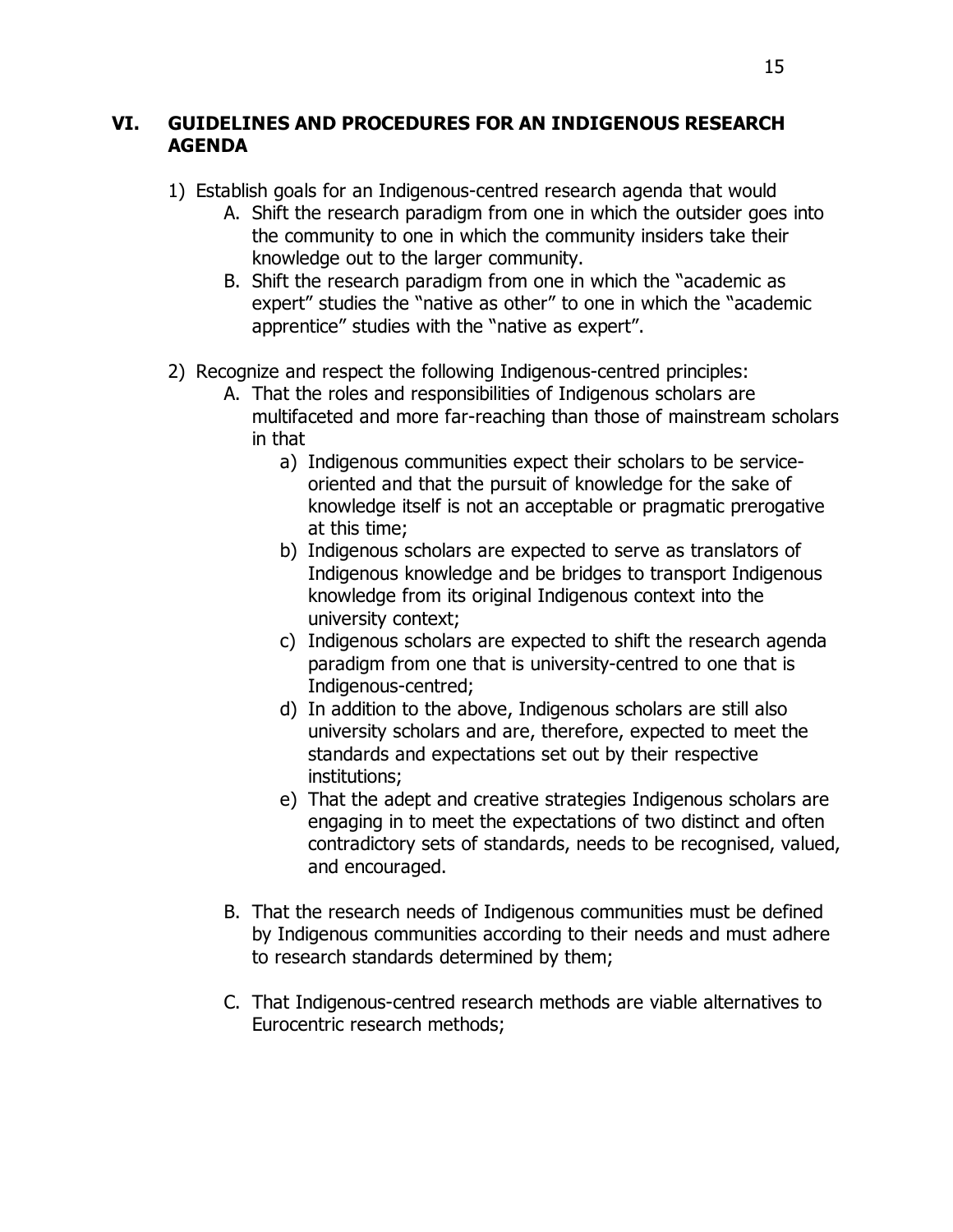## VI. GUIDELINES AND PROCEDURES FOR AN INDIGENOUS RESEARCH AGENDA

1) Establish goals for an Indigenous-centred research agenda that would
   A. Shift the research paradigm from one in which the outsider goes into the community to one in which the community insiders take their knowledge out to the larger community.
   B. Shift the research paradigm from one in which the "academic as expert" studies the "native as other" to one in which the "academic apprentice" studies with the "native as expert".

2) Recognize and respect the following Indigenous-centred principles:
   A. That the roles and responsibilities of Indigenous scholars are multifaceted and more far-reaching than those of mainstream scholars in that
      a) Indigenous communities expect their scholars to be service-oriented and that the pursuit of knowledge for the sake of knowledge itself is not an acceptable or pragmatic prerogative at this time;
      b) Indigenous scholars are expected to serve as translators of Indigenous knowledge and be bridges to transport Indigenous knowledge from its original Indigenous context into the university context;
      c) Indigenous scholars are expected to shift the research agenda paradigm from one that is university-centred to one that is Indigenous-centred;
      d) In addition to the above, Indigenous scholars are still also university scholars and are, therefore, expected to meet the standards and expectations set out by their respective institutions;
      e) That the adept and creative strategies Indigenous scholars are engaging in to meet the expectations of two distinct and often contradictory sets of standards, needs to be recognised, valued, and encouraged.

   B. That the research needs of Indigenous communities must be defined by Indigenous communities according to their needs and must adhere to research standards determined by them;

   C. That Indigenous-centred research methods are viable alternatives to Eurocentric research methods;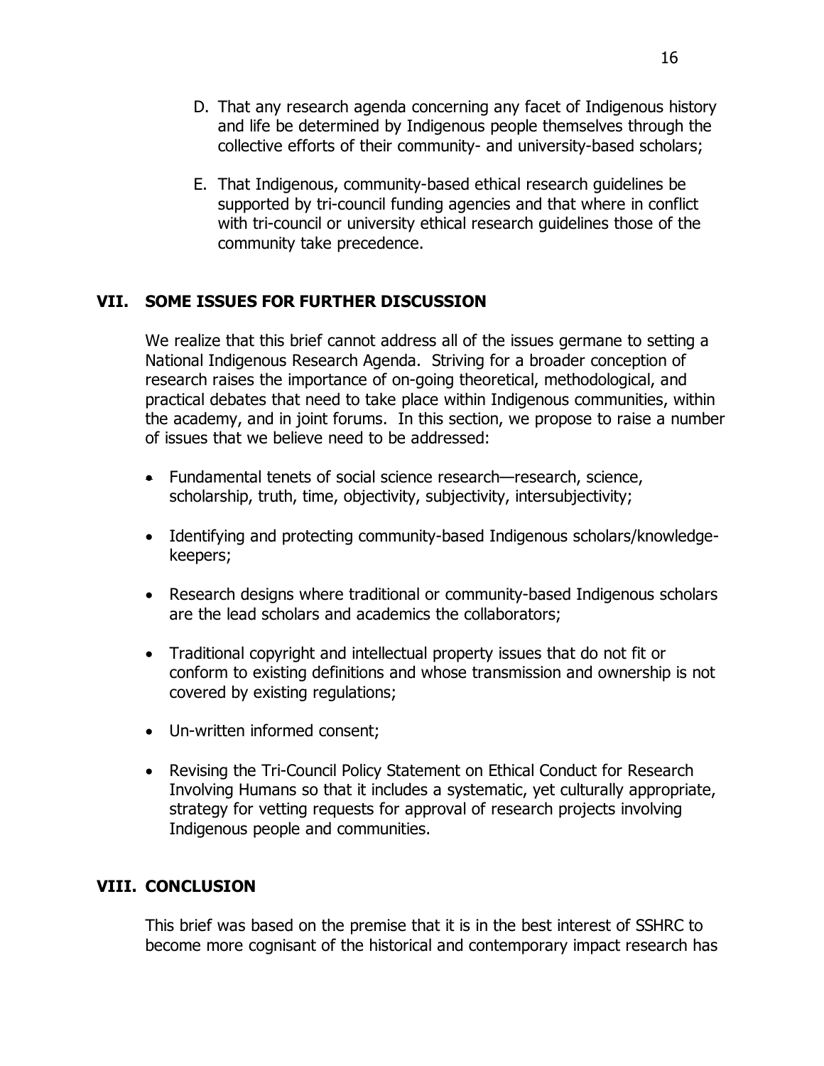D. That any research agenda concerning any facet of Indigenous history and life be determined by Indigenous people themselves through the collective efforts of their community- and university-based scholars;

E. That Indigenous, community-based ethical research guidelines be supported by tri-council funding agencies and that where in conflict with tri-council or university ethical research guidelines those of the community take precedence.

## VII. SOME ISSUES FOR FURTHER DISCUSSION

We realize that this brief cannot address all of the issues germane to setting a National Indigenous Research Agenda. Striving for a broader conception of research raises the importance of on-going theoretical, methodological, and practical debates that need to take place within Indigenous communities, within the academy, and in joint forums. In this section, we propose to raise a number of issues that we believe need to be addressed:

- Fundamental tenets of social science research—research, science, scholarship, truth, time, objectivity, subjectivity, intersubjectivity;
- Identifying and protecting community-based Indigenous scholars/knowledge-keepers;
- Research designs where traditional or community-based Indigenous scholars are the lead scholars and academics the collaborators;
- Traditional copyright and intellectual property issues that do not fit or conform to existing definitions and whose transmission and ownership is not covered by existing regulations;
- Un-written informed consent;
- Revising the Tri-Council Policy Statement on Ethical Conduct for Research Involving Humans so that it includes a systematic, yet culturally appropriate, strategy for vetting requests for approval of research projects involving Indigenous people and communities.

## VIII. CONCLUSION

This brief was based on the premise that it is in the best interest of SSHRC to become more cognisant of the historical and contemporary impact research has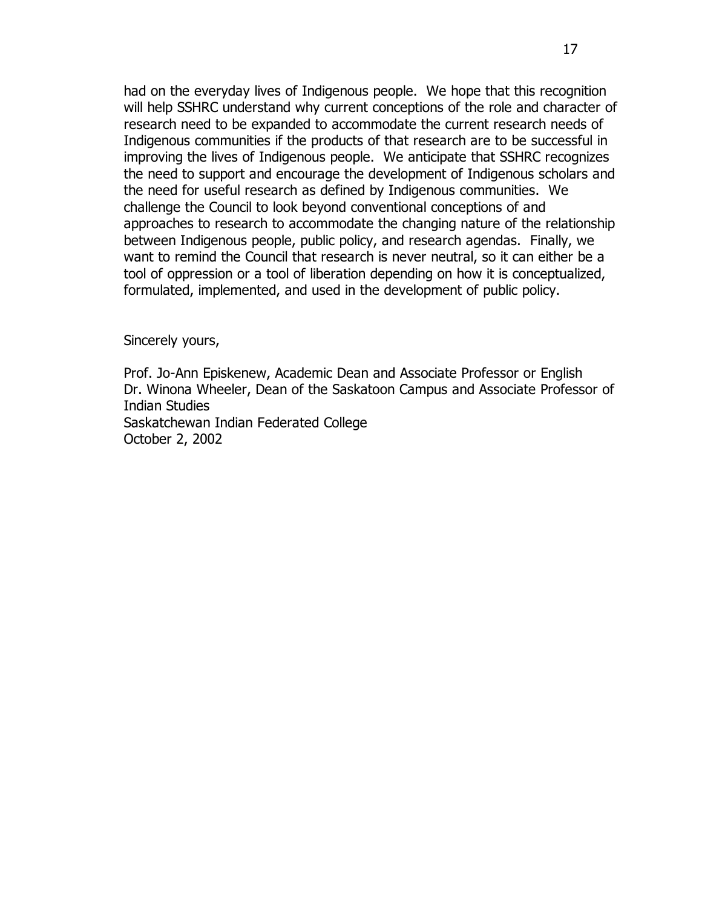had on the everyday lives of Indigenous people. We hope that this recognition will help SSHRC understand why current conceptions of the role and character of research need to be expanded to accommodate the current research needs of Indigenous communities if the products of that research are to be successful in improving the lives of Indigenous people. We anticipate that SSHRC recognizes the need to support and encourage the development of Indigenous scholars and the need for useful research as defined by Indigenous communities. We challenge the Council to look beyond conventional conceptions of and approaches to research to accommodate the changing nature of the relationship between Indigenous people, public policy, and research agendas. Finally, we want to remind the Council that research is never neutral, so it can either be a tool of oppression or a tool of liberation depending on how it is conceptualized, formulated, implemented, and used in the development of public policy.

Sincerely yours,

Prof. Jo-Ann Episkenew, Academic Dean and Associate Professor or English
Dr. Winona Wheeler, Dean of the Saskatoon Campus and Associate Professor of Indian Studies
Saskatchewan Indian Federated College
October 2, 2002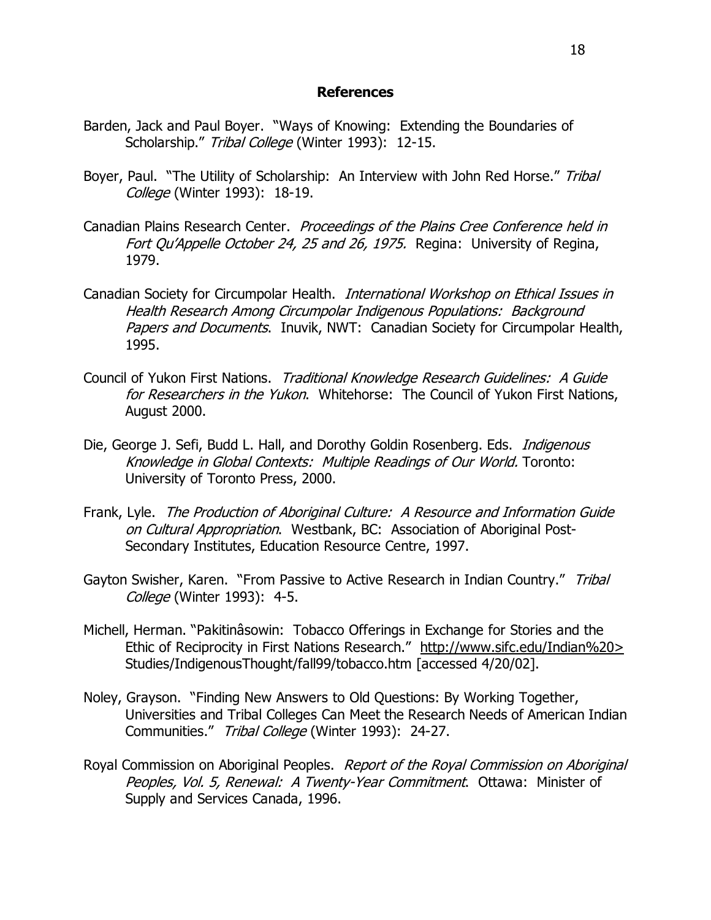## References

Barden, Jack and Paul Boyer. "Ways of Knowing: Extending the Boundaries of Scholarship." *Tribal College* (Winter 1993): 12-15.

Boyer, Paul. "The Utility of Scholarship: An Interview with John Red Horse." *Tribal College* (Winter 1993): 18-19.

Canadian Plains Research Center. *Proceedings of the Plains Cree Conference held in Fort Qu'Appelle October 24, 25 and 26, 1975.* Regina: University of Regina, 1979.

Canadian Society for Circumpolar Health. *International Workshop on Ethical Issues in Health Research Among Circumpolar Indigenous Populations: Background Papers and Documents*. Inuvik, NWT: Canadian Society for Circumpolar Health, 1995.

Council of Yukon First Nations. *Traditional Knowledge Research Guidelines: A Guide for Researchers in the Yukon*. Whitehorse: The Council of Yukon First Nations, August 2000.

Die, George J. Sefi, Budd L. Hall, and Dorothy Goldin Rosenberg. Eds. *Indigenous Knowledge in Global Contexts: Multiple Readings of Our World.* Toronto: University of Toronto Press, 2000.

Frank, Lyle. *The Production of Aboriginal Culture: A Resource and Information Guide on Cultural Appropriation*. Westbank, BC: Association of Aboriginal Post-Secondary Institutes, Education Resource Centre, 1997.

Gayton Swisher, Karen. "From Passive to Active Research in Indian Country." *Tribal College* (Winter 1993): 4-5.

Michell, Herman. "Pakitinâsowin: Tobacco Offerings in Exchange for Stories and the Ethic of Reciprocity in First Nations Research." http://www.sifc.edu/Indian%20> Studies/IndigenousThought/fall99/tobacco.htm [accessed 4/20/02].

Noley, Grayson. "Finding New Answers to Old Questions: By Working Together, Universities and Tribal Colleges Can Meet the Research Needs of American Indian Communities." *Tribal College* (Winter 1993): 24-27.

Royal Commission on Aboriginal Peoples. *Report of the Royal Commission on Aboriginal Peoples, Vol. 5, Renewal: A Twenty-Year Commitment*. Ottawa: Minister of Supply and Services Canada, 1996.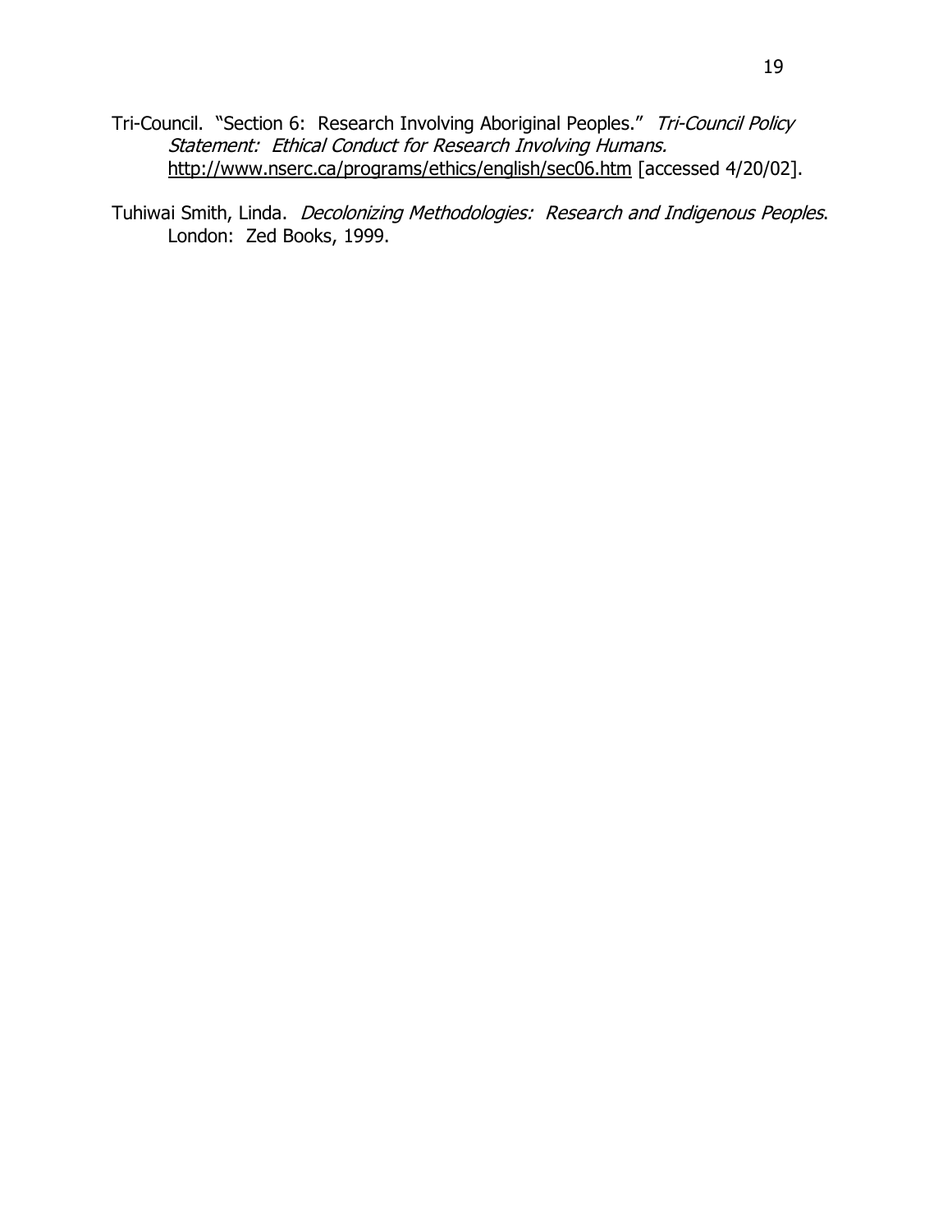Tri-Council. "Section 6: Research Involving Aboriginal Peoples." *Tri-Council Policy Statement: Ethical Conduct for Research Involving Humans.* http://www.nserc.ca/programs/ethics/english/sec06.htm [accessed 4/20/02].

Tuhiwai Smith, Linda. *Decolonizing Methodologies: Research and Indigenous Peoples*. London: Zed Books, 1999.